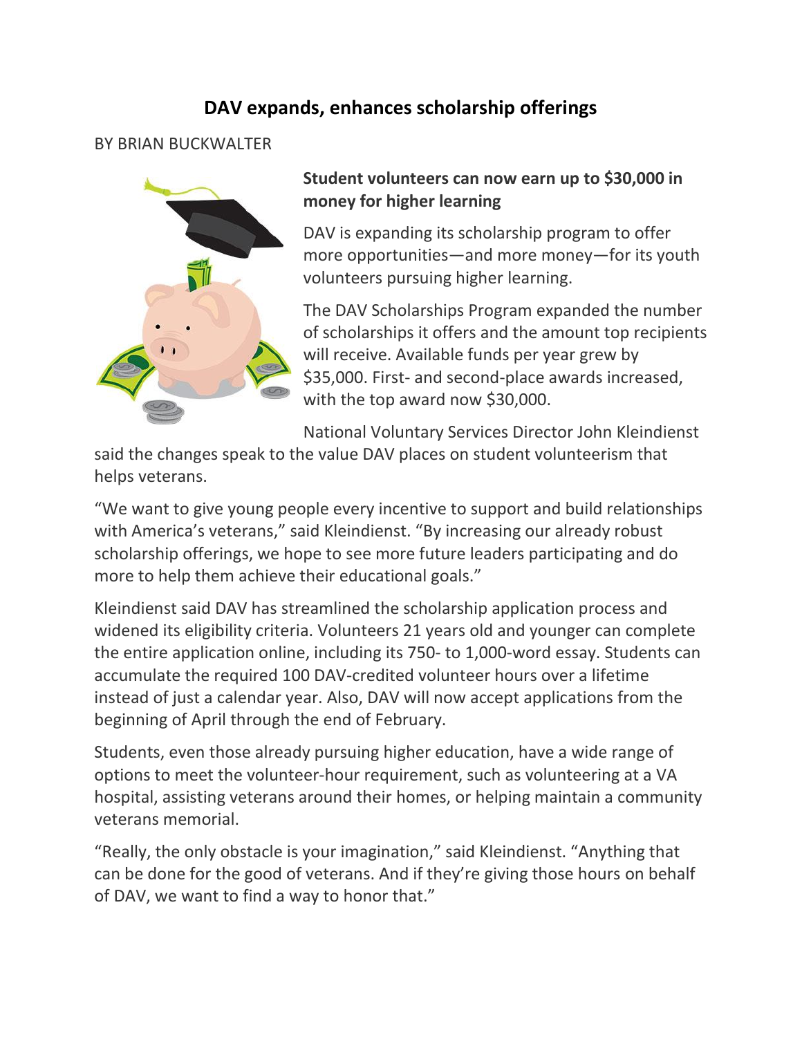# DAV expands, enhances scholarship offerings

BY BRIAN BUCKWALTER

**Student volunteers can now earn up to $30,000 in money for higher learning**

DAV is expanding its scholarship program to offer more opportunities—and more money—for its youth volunteers pursuing higher learning.

The DAV Scholarships Program expanded the number of scholarships it offers and the amount top recipients will receive. Available funds per year grew by $35,000. First- and second-place awards increased, with the top award now $30,000.

National Voluntary Services Director John Kleindienst said the changes speak to the value DAV places on student volunteerism that helps veterans.

"We want to give young people every incentive to support and build relationships with America's veterans," said Kleindienst. "By increasing our already robust scholarship offerings, we hope to see more future leaders participating and do more to help them achieve their educational goals."

Kleindienst said DAV has streamlined the scholarship application process and widened its eligibility criteria. Volunteers 21 years old and younger can complete the entire application online, including its 750- to 1,000-word essay. Students can accumulate the required 100 DAV-credited volunteer hours over a lifetime instead of just a calendar year. Also, DAV will now accept applications from the beginning of April through the end of February.

Students, even those already pursuing higher education, have a wide range of options to meet the volunteer-hour requirement, such as volunteering at a VA hospital, assisting veterans around their homes, or helping maintain a community veterans memorial.

"Really, the only obstacle is your imagination," said Kleindienst. "Anything that can be done for the good of veterans. And if they're giving those hours on behalf of DAV, we want to find a way to honor that."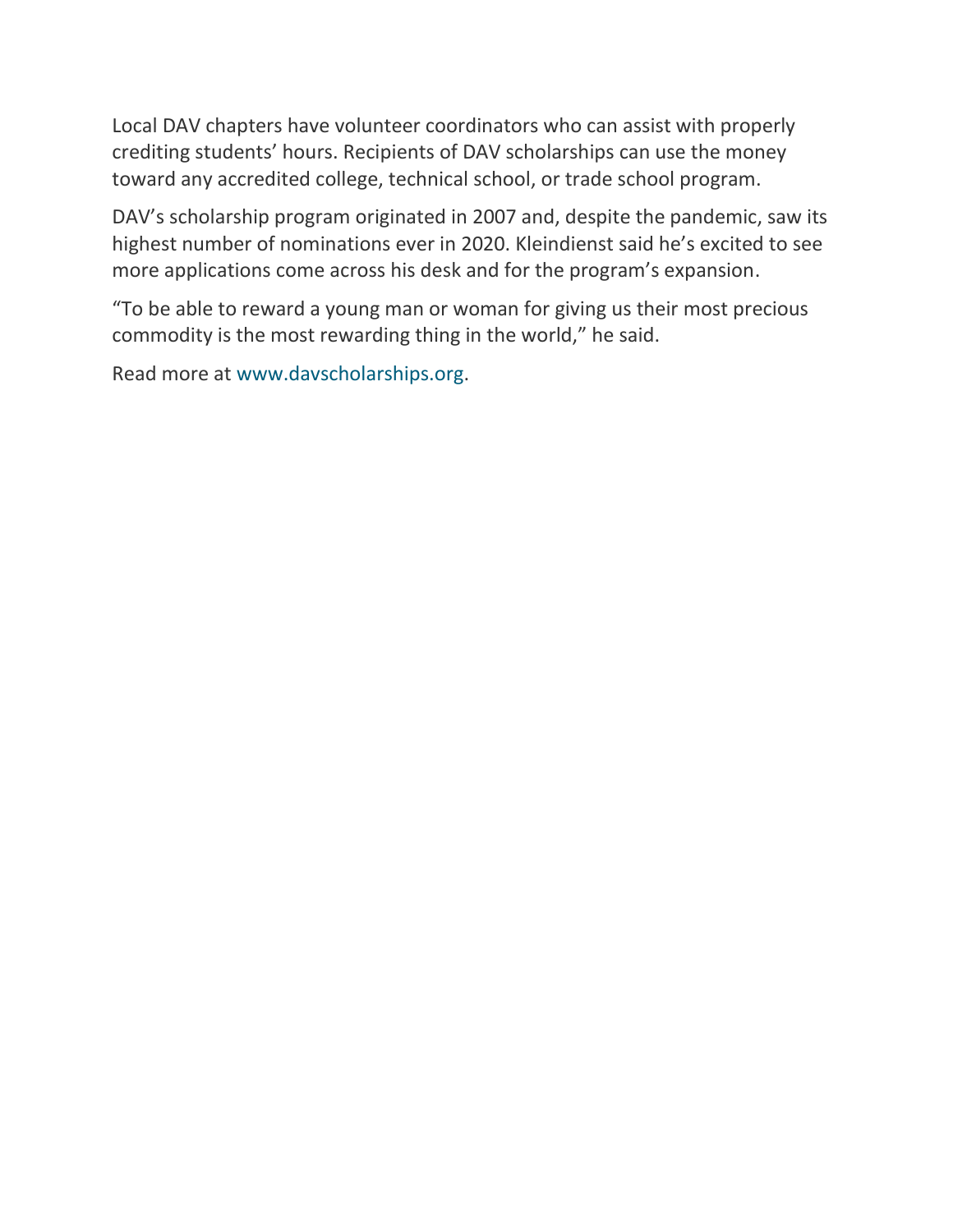Local DAV chapters have volunteer coordinators who can assist with properly crediting students' hours. Recipients of DAV scholarships can use the money toward any accredited college, technical school, or trade school program.

DAV's scholarship program originated in 2007 and, despite the pandemic, saw its highest number of nominations ever in 2020. Kleindienst said he's excited to see more applications come across his desk and for the program's expansion.

"To be able to reward a young man or woman for giving us their most precious commodity is the most rewarding thing in the world," he said.

Read more at www.davscholarships.org.